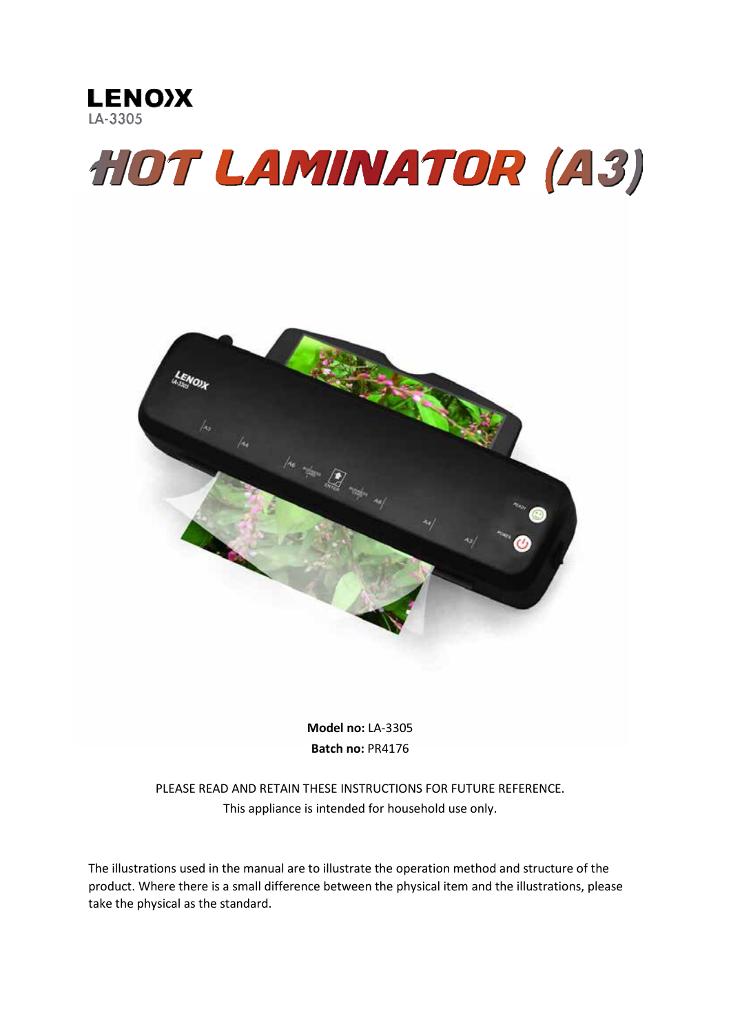**LENOXX**
LA-3305

# HOT LAMINATOR (A3)

**Model no:** LA-3305
**Batch no:** PR4176

PLEASE READ AND RETAIN THESE INSTRUCTIONS FOR FUTURE REFERENCE.
This appliance is intended for household use only.

The illustrations used in the manual are to illustrate the operation method and structure of the product. Where there is a small difference between the physical item and the illustrations, please take the physical as the standard.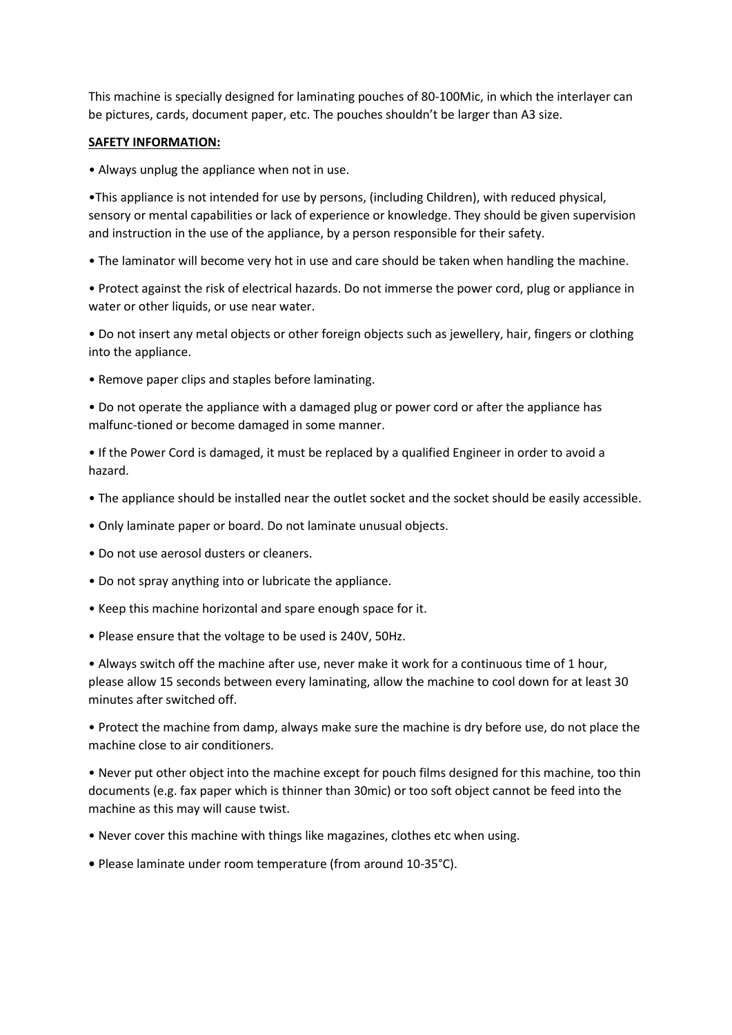This machine is specially designed for laminating pouches of 80-100Mic, in which the interlayer can be pictures, cards, document paper, etc. The pouches shouldn't be larger than A3 size.

**SAFETY INFORMATION:**

- Always unplug the appliance when not in use.
- This appliance is not intended for use by persons, (including Children), with reduced physical, sensory or mental capabilities or lack of experience or knowledge. They should be given supervision and instruction in the use of the appliance, by a person responsible for their safety.
- The laminator will become very hot in use and care should be taken when handling the machine.
- Protect against the risk of electrical hazards. Do not immerse the power cord, plug or appliance in water or other liquids, or use near water.
- Do not insert any metal objects or other foreign objects such as jewellery, hair, fingers or clothing into the appliance.
- Remove paper clips and staples before laminating.
- Do not operate the appliance with a damaged plug or power cord or after the appliance has malfunc-tioned or become damaged in some manner.
- If the Power Cord is damaged, it must be replaced by a qualified Engineer in order to avoid a hazard.
- The appliance should be installed near the outlet socket and the socket should be easily accessible.
- Only laminate paper or board. Do not laminate unusual objects.
- Do not use aerosol dusters or cleaners.
- Do not spray anything into or lubricate the appliance.
- Keep this machine horizontal and spare enough space for it.
- Please ensure that the voltage to be used is 240V, 50Hz.
- Always switch off the machine after use, never make it work for a continuous time of 1 hour, please allow 15 seconds between every laminating, allow the machine to cool down for at least 30 minutes after switched off.
- Protect the machine from damp, always make sure the machine is dry before use, do not place the machine close to air conditioners.
- Never put other object into the machine except for pouch films designed for this machine, too thin documents (e.g. fax paper which is thinner than 30mic) or too soft object cannot be feed into the machine as this may will cause twist.
- Never cover this machine with things like magazines, clothes etc when using.
- Please laminate under room temperature (from around 10-35°C).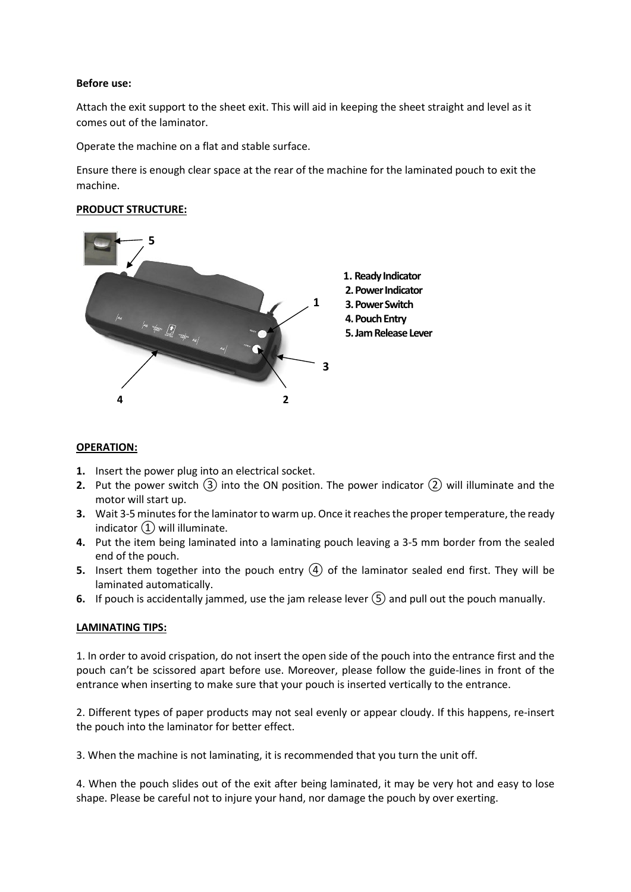**Before use:**

Attach the exit support to the sheet exit. This will aid in keeping the sheet straight and level as it comes out of the laminator.

Operate the machine on a flat and stable surface.

Ensure there is enough clear space at the rear of the machine for the laminated pouch to exit the machine.

**PRODUCT STRUCTURE:**

1. Ready Indicator
2. Power Indicator
3. Power Switch
4. Pouch Entry
5. Jam Release Lever

**OPERATION:**

1. Insert the power plug into an electrical socket.
2. Put the power switch ③ into the ON position. The power indicator ② will illuminate and the motor will start up.
3. Wait 3-5 minutes for the laminator to warm up. Once it reaches the proper temperature, the ready indicator ① will illuminate.
4. Put the item being laminated into a laminating pouch leaving a 3-5 mm border from the sealed end of the pouch.
5. Insert them together into the pouch entry ④ of the laminator sealed end first. They will be laminated automatically.
6. If pouch is accidentally jammed, use the jam release lever ⑤ and pull out the pouch manually.

**LAMINATING TIPS:**

1. In order to avoid crispation, do not insert the open side of the pouch into the entrance first and the pouch can't be scissored apart before use. Moreover, please follow the guide-lines in front of the entrance when inserting to make sure that your pouch is inserted vertically to the entrance.

2. Different types of paper products may not seal evenly or appear cloudy. If this happens, re-insert the pouch into the laminator for better effect.

3. When the machine is not laminating, it is recommended that you turn the unit off.

4. When the pouch slides out of the exit after being laminated, it may be very hot and easy to lose shape. Please be careful not to injure your hand, nor damage the pouch by over exerting.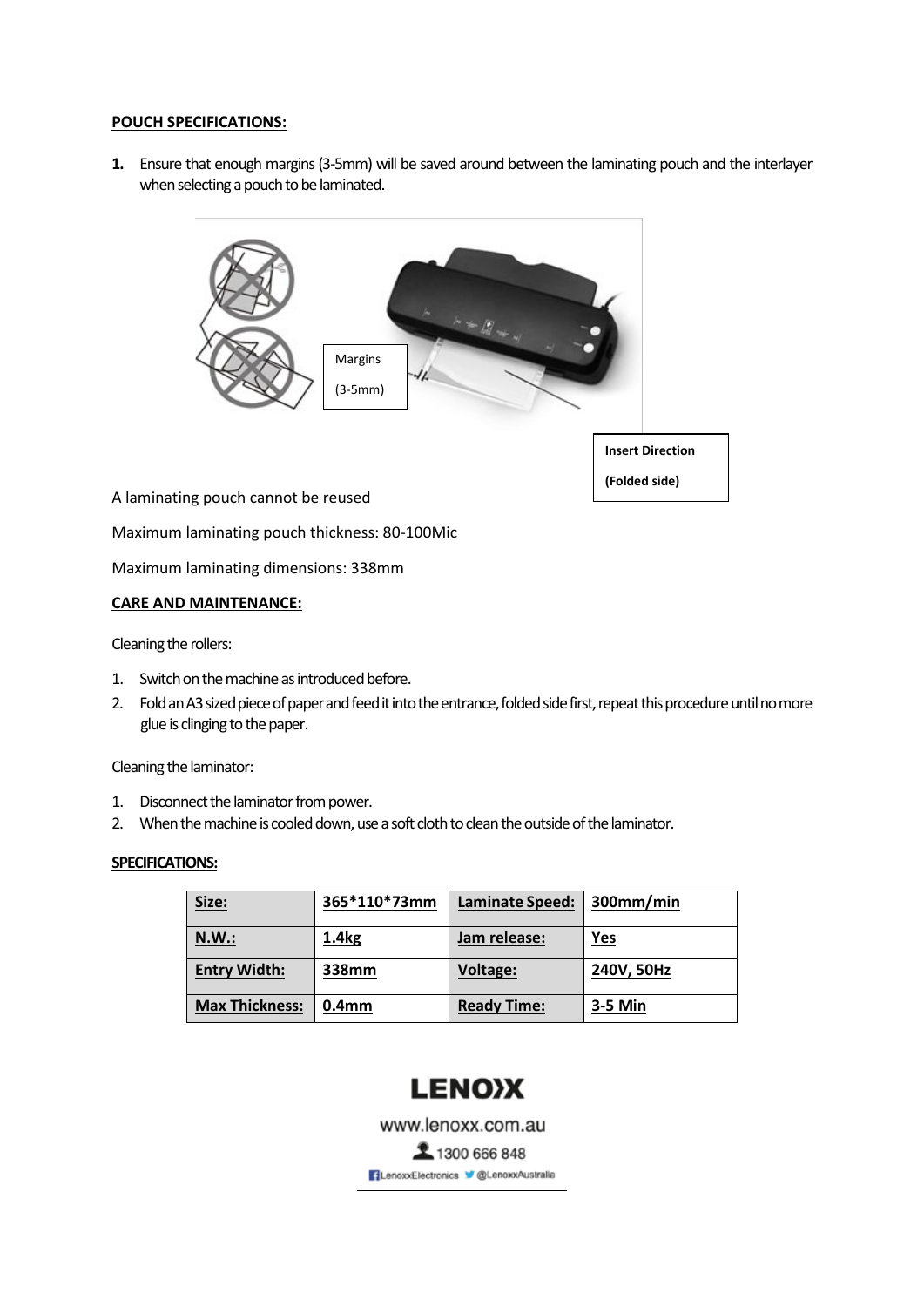**POUCH SPECIFICATIONS:**

1. Ensure that enough margins (3-5mm) will be saved around between the laminating pouch and the interlayer when selecting a pouch to be laminated.

Margins

(3-5mm)

**Insert Direction**

**(Folded side)**

A laminating pouch cannot be reused

Maximum laminating pouch thickness: 80-100Mic

Maximum laminating dimensions: 338mm

**CARE AND MAINTENANCE:**

Cleaning the rollers:

1. Switch on the machine as introduced before.
2. Fold an A3 sized piece of paper and feed it into the entrance, folded side first, repeat this procedure until no more glue is clinging to the paper.

Cleaning the laminator:

1. Disconnect the laminator from power.
2. When the machine is cooled down, use a soft cloth to clean the outside of the laminator.

**SPECIFICATIONS:**

| | | | |
|---|---|---|---|
| **Size:** | **365*110*73mm** | **Laminate Speed:** | **300mm/min** |
| **N.W.:** | **1.4kg** | **Jam release:** | **Yes** |
| **Entry Width:** | **338mm** | **Voltage:** | **240V, 50Hz** |
| **Max Thickness:** | **0.4mm** | **Ready Time:** | **3-5 Min** |

LENOXX

www.lenoxx.com.au

1300 666 848

LenoxxElectronics @LenoxxAustralia